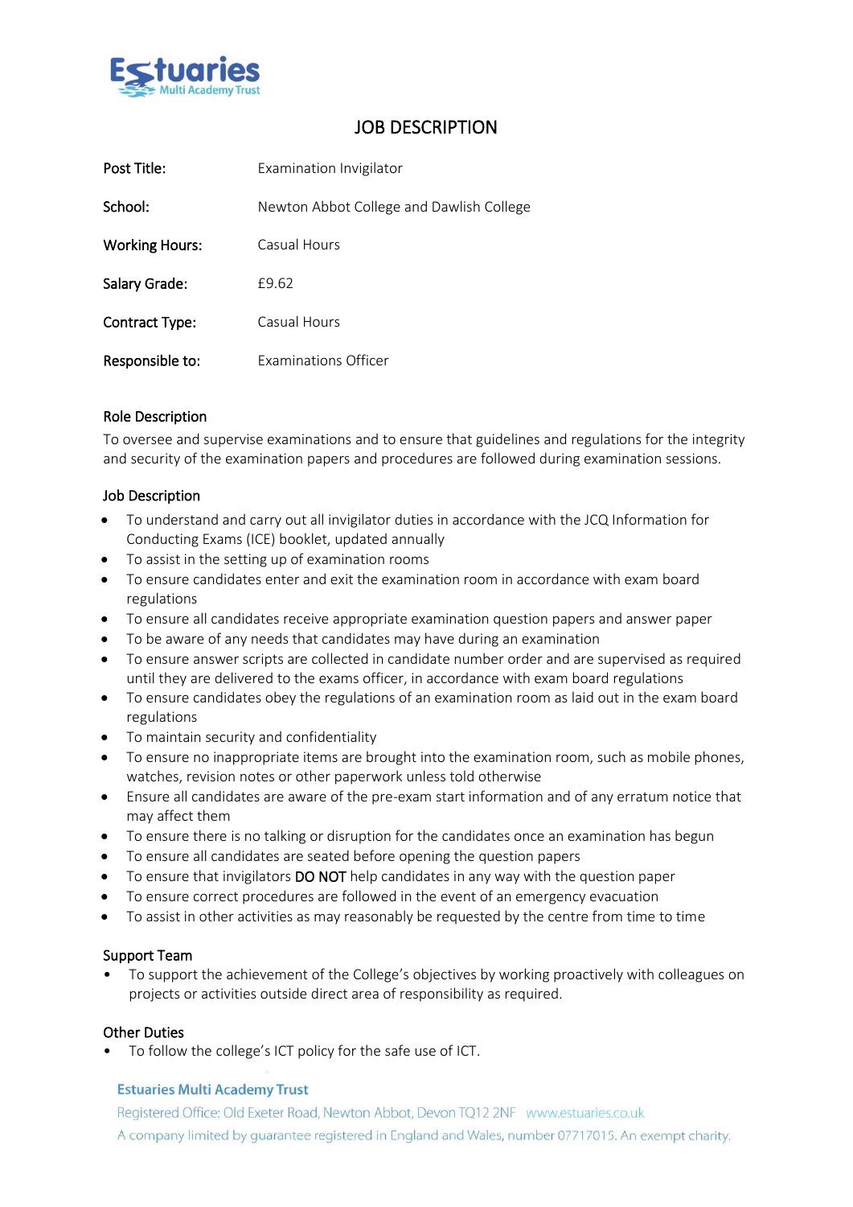# JOB DESCRIPTION

| | |
|---|---|
| Post Title: | Examination Invigilator |
| School: | Newton Abbot College and Dawlish College |
| Working Hours: | Casual Hours |
| Salary Grade: | £9.62 |
| Contract Type: | Casual Hours |
| Responsible to: | Examinations Officer |

## Role Description

To oversee and supervise examinations and to ensure that guidelines and regulations for the integrity and security of the examination papers and procedures are followed during examination sessions.

## Job Description

- To understand and carry out all invigilator duties in accordance with the JCQ Information for Conducting Exams (ICE) booklet, updated annually
- To assist in the setting up of examination rooms
- To ensure candidates enter and exit the examination room in accordance with exam board regulations
- To ensure all candidates receive appropriate examination question papers and answer paper
- To be aware of any needs that candidates may have during an examination
- To ensure answer scripts are collected in candidate number order and are supervised as required until they are delivered to the exams officer, in accordance with exam board regulations
- To ensure candidates obey the regulations of an examination room as laid out in the exam board regulations
- To maintain security and confidentiality
- To ensure no inappropriate items are brought into the examination room, such as mobile phones, watches, revision notes or other paperwork unless told otherwise
- Ensure all candidates are aware of the pre-exam start information and of any erratum notice that may affect them
- To ensure there is no talking or disruption for the candidates once an examination has begun
- To ensure all candidates are seated before opening the question papers
- To ensure that invigilators DO NOT help candidates in any way with the question paper
- To ensure correct procedures are followed in the event of an emergency evacuation
- To assist in other activities as may reasonably be requested by the centre from time to time

## Support Team

- To support the achievement of the College's objectives by working proactively with colleagues on projects or activities outside direct area of responsibility as required.

## Other Duties

- To follow the college's ICT policy for the safe use of ICT.

**Estuaries Multi Academy Trust**

Registered Office: Old Exeter Road, Newton Abbot, Devon TQ12 2NF www.estuaries.co.uk

A company limited by guarantee registered in England and Wales, number 07717015. An exempt charity.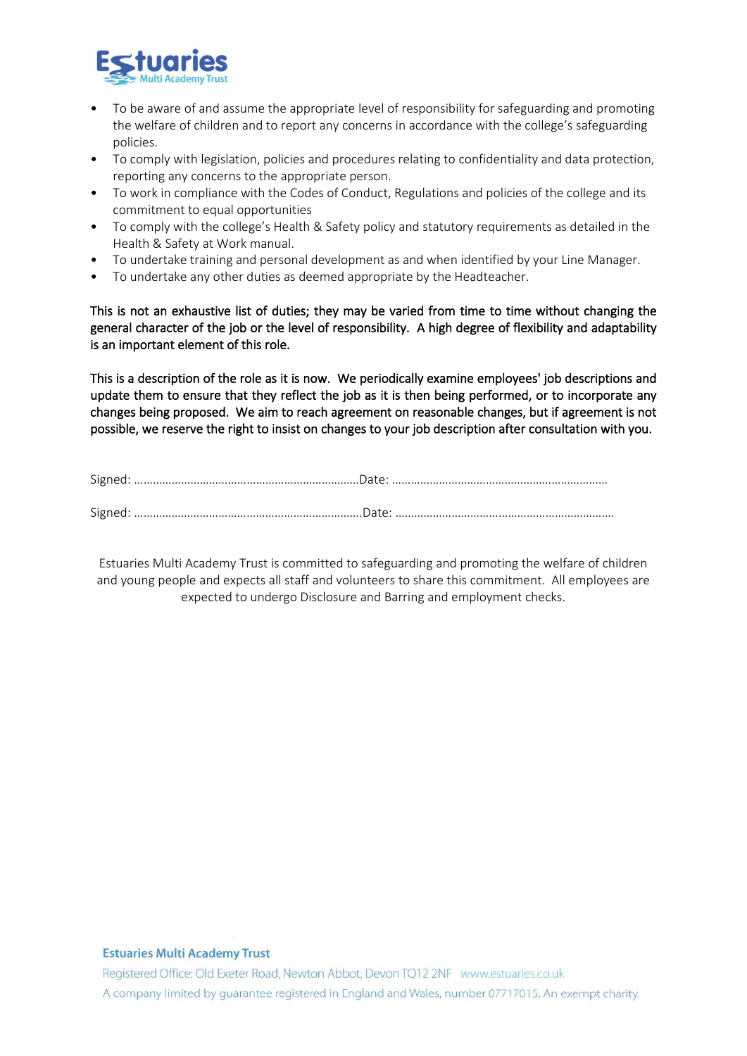- To be aware of and assume the appropriate level of responsibility for safeguarding and promoting the welfare of children and to report any concerns in accordance with the college's safeguarding policies.
- To comply with legislation, policies and procedures relating to confidentiality and data protection, reporting any concerns to the appropriate person.
- To work in compliance with the Codes of Conduct, Regulations and policies of the college and its commitment to equal opportunities
- To comply with the college's Health & Safety policy and statutory requirements as detailed in the Health & Safety at Work manual.
- To undertake training and personal development as and when identified by your Line Manager.
- To undertake any other duties as deemed appropriate by the Headteacher.

This is not an exhaustive list of duties; they may be varied from time to time without changing the general character of the job or the level of responsibility. A high degree of flexibility and adaptability is an important element of this role.

This is a description of the role as it is now. We periodically examine employees' job descriptions and update them to ensure that they reflect the job as it is then being performed, or to incorporate any changes being proposed. We aim to reach agreement on reasonable changes, but if agreement is not possible, we reserve the right to insist on changes to your job description after consultation with you.

Signed: ……………………………………………………………… Date: ……………………………………………………………

Signed: ……………………………………………………………… Date: ……………………………………………………………

Estuaries Multi Academy Trust is committed to safeguarding and promoting the welfare of children and young people and expects all staff and volunteers to share this commitment. All employees are expected to undergo Disclosure and Barring and employment checks.